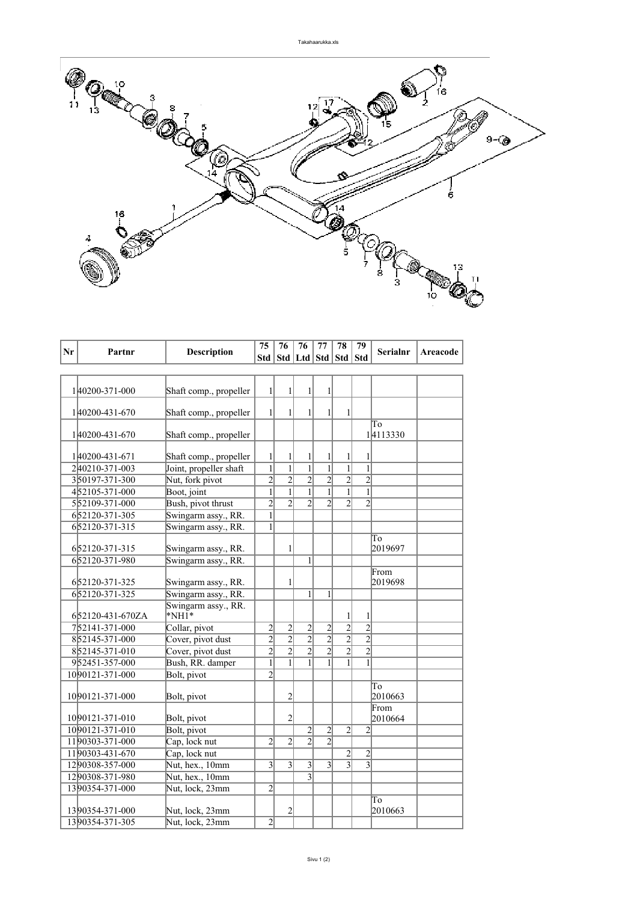| Nr | Partnr | Description | 75 Std | 76 Std | 76 Ltd | 77 Std | 78 Std | 79 Std | Serialnr | Areacode |
|---|---|---|---|---|---|---|---|---|---|---|
| 1 | 40200-371-000 | Shaft comp., propeller | 1 | 1 | 1 | 1 | | | | |
| 1 | 40200-431-670 | Shaft comp., propeller | 1 | 1 | 1 | 1 | 1 | | | |
| 1 | 40200-431-670 | Shaft comp., propeller | | | | | | 1 | To 4113330 | |
| 1 | 40200-431-671 | Shaft comp., propeller | 1 | 1 | 1 | 1 | 1 | 1 | | |
| 2 | 40210-371-003 | Joint, propeller shaft | 1 | 1 | 1 | 1 | 1 | 1 | | |
| 3 | 50197-371-300 | Nut, fork pivot | 2 | 2 | 2 | 2 | 2 | 2 | | |
| 4 | 52105-371-000 | Boot, joint | 1 | 1 | 1 | 1 | 1 | 1 | | |
| 5 | 52109-371-000 | Bush, pivot thrust | 2 | 2 | 2 | 2 | 2 | 2 | | |
| 6 | 52120-371-305 | Swingarm assy., RR. | 1 | | | | | | | |
| 6 | 52120-371-315 | Swingarm assy., RR. | 1 | | | | | | | |
| 6 | 52120-371-315 | Swingarm assy., RR. | | 1 | | | | | To 2019697 | |
| 6 | 52120-371-980 | Swingarm assy., RR. | | | 1 | | | | | |
| 6 | 52120-371-325 | Swingarm assy., RR. | | 1 | | | | | From 2019698 | |
| 6 | 52120-371-325 | Swingarm assy., RR. | | | 1 | 1 | | | | |
| 6 | 52120-431-670ZA | Swingarm assy., RR. *NH1* | | | | | 1 | 1 | | |
| 7 | 52141-371-000 | Collar, pivot | 2 | 2 | 2 | 2 | 2 | 2 | | |
| 8 | 52145-371-000 | Cover, pivot dust | 2 | 2 | 2 | 2 | 2 | 2 | | |
| 8 | 52145-371-010 | Cover, pivot dust | 2 | 2 | 2 | 2 | 2 | 2 | | |
| 9 | 52451-357-000 | Bush, RR. damper | 1 | 1 | 1 | 1 | 1 | 1 | | |
| 10 | 90121-371-000 | Bolt, pivot | 2 | | | | | | | |
| 10 | 90121-371-000 | Bolt, pivot | | 2 | | | | | To 2010663 | |
| 10 | 90121-371-010 | Bolt, pivot | | 2 | | | | | From 2010664 | |
| 10 | 90121-371-010 | Bolt, pivot | | | 2 | 2 | 2 | 2 | | |
| 11 | 90303-371-000 | Cap, lock nut | 2 | 2 | 2 | 2 | | | | |
| 11 | 90303-431-670 | Cap, lock nut | | | | | 2 | 2 | | |
| 12 | 90308-357-000 | Nut, hex., 10mm | 3 | 3 | 3 | 3 | 3 | 3 | | |
| 12 | 90308-371-980 | Nut, hex., 10mm | | | 3 | | | | | |
| 13 | 90354-371-000 | Nut, lock, 23mm | 2 | | | | | | | |
| 13 | 90354-371-000 | Nut, lock, 23mm | | 2 | | | | | To 2010663 | |
| 13 | 90354-371-305 | Nut, lock, 23mm | 2 | | | | | | | |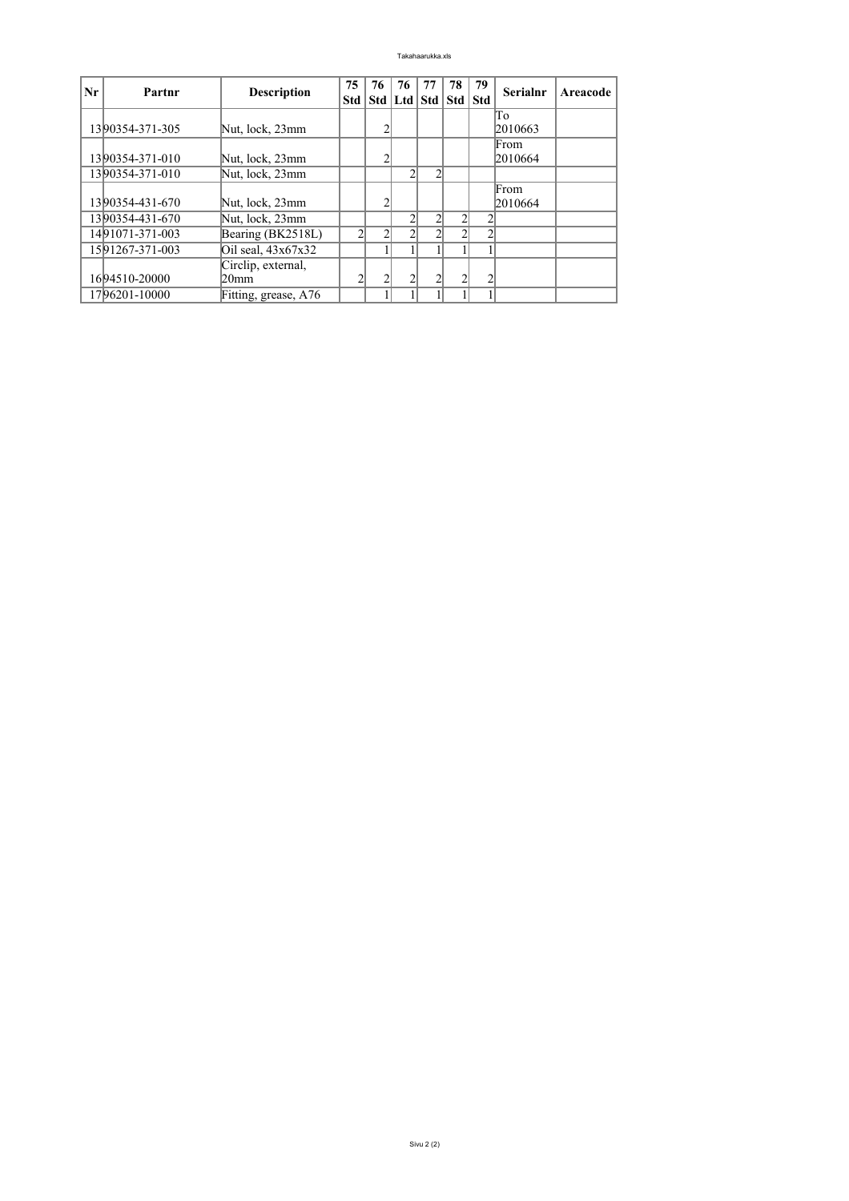| Nr | Partnr | Description | 75 Std | 76 Std | 76 Ltd | 77 Std | 78 Std | 79 Std | Serialnr | Areacode |
|---|---|---|---|---|---|---|---|---|---|---|
| 13 | 90354-371-305 | Nut, lock, 23mm | | 2 | | | | | To 2010663 | |
| 13 | 90354-371-010 | Nut, lock, 23mm | | 2 | | | | | From 2010664 | |
| 13 | 90354-371-010 | Nut, lock, 23mm | | | 2 | 2 | | | | |
| 13 | 90354-431-670 | Nut, lock, 23mm | | 2 | | | | | From 2010664 | |
| 13 | 90354-431-670 | Nut, lock, 23mm | | | 2 | 2 | 2 | 2 | | |
| 14 | 91071-371-003 | Bearing (BK2518L) | 2 | 2 | 2 | 2 | 2 | 2 | | |
| 15 | 91267-371-003 | Oil seal, 43x67x32 | | 1 | 1 | 1 | 1 | 1 | | |
| 16 | 94510-20000 | Circlip, external, 20mm | 2 | 2 | 2 | 2 | 2 | 2 | | |
| 17 | 96201-10000 | Fitting, grease, A76 | | 1 | 1 | 1 | 1 | 1 | | |